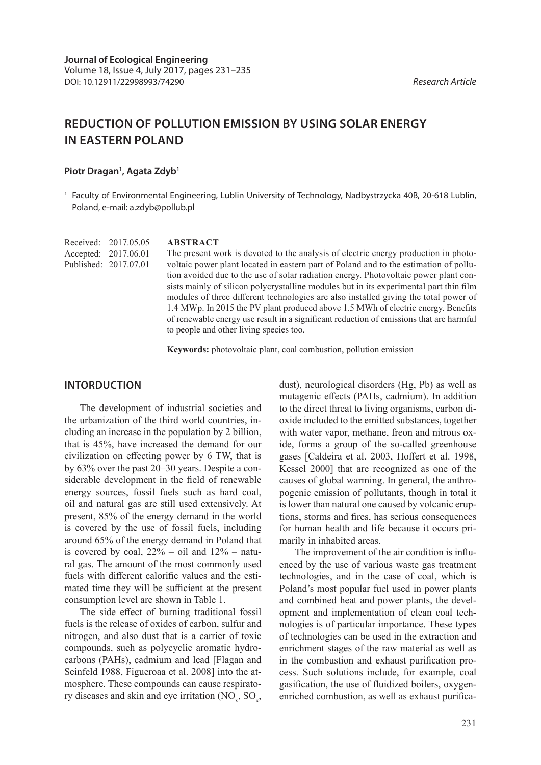Journal of Ecological Engineering
Volume 18, Issue 4, July 2017, pages 231–235
DOI: 10.12911/22998993/74290

*Research Article*

# REDUCTION OF POLLUTION EMISSION BY USING SOLAR ENERGY IN EASTERN POLAND

**Piotr Dragan[1], Agata Zdyb[1]**

[1] Faculty of Environmental Engineering, Lublin University of Technology, Nadbystrzycka 40B, 20-618 Lublin, Poland, e-mail: a.zdyb@pollub.pl

Received: 2017.05.05
Accepted: 2017.06.01
Published: 2017.07.01

## ABSTRACT

The present work is devoted to the analysis of electric energy production in photovoltaic power plant located in eastern part of Poland and to the estimation of pollution avoided due to the use of solar radiation energy. Photovoltaic power plant consists mainly of silicon polycrystalline modules but in its experimental part thin film modules of three different technologies are also installed giving the total power of 1.4 MWp. In 2015 the PV plant produced above 1.5 MWh of electric energy. Benefits of renewable energy use result in a significant reduction of emissions that are harmful to people and other living species too.

**Keywords:** photovoltaic plant, coal combustion, pollution emission

## INTORDUCTION

The development of industrial societies and the urbanization of the third world countries, including an increase in the population by 2 billion, that is 45%, have increased the demand for our civilization on effecting power by 6 TW, that is by 63% over the past 20–30 years. Despite a considerable development in the field of renewable energy sources, fossil fuels such as hard coal, oil and natural gas are still used extensively. At present, 85% of the energy demand in the world is covered by the use of fossil fuels, including around 65% of the energy demand in Poland that is covered by coal, 22% – oil and 12% – natural gas. The amount of the most commonly used fuels with different calorific values and the estimated time they will be sufficient at the present consumption level are shown in Table 1.

The side effect of burning traditional fossil fuels is the release of oxides of carbon, sulfur and nitrogen, and also dust that is a carrier of toxic compounds, such as polycyclic aromatic hydrocarbons (PAHs), cadmium and lead [Flagan and Seinfeld 1988, Figueroaa et al. 2008] into the atmosphere. These compounds can cause respiratory diseases and skin and eye irritation ($NO_x$, $SO_x$, dust), neurological disorders (Hg, Pb) as well as mutagenic effects (PAHs, cadmium). In addition to the direct threat to living organisms, carbon dioxide included to the emitted substances, together with water vapor, methane, freon and nitrous oxide, forms a group of the so-called greenhouse gases [Caldeira et al. 2003, Hoffert et al. 1998, Kessel 2000] that are recognized as one of the causes of global warming. In general, the anthropogenic emission of pollutants, though in total it is lower than natural one caused by volcanic eruptions, storms and fires, has serious consequences for human health and life because it occurs primarily in inhabited areas.

The improvement of the air condition is influenced by the use of various waste gas treatment technologies, and in the case of coal, which is Poland's most popular fuel used in power plants and combined heat and power plants, the development and implementation of clean coal technologies is of particular importance. These types of technologies can be used in the extraction and enrichment stages of the raw material as well as in the combustion and exhaust purification process. Such solutions include, for example, coal gasification, the use of fluidized boilers, oxygen-enriched combustion, as well as exhaust purifica-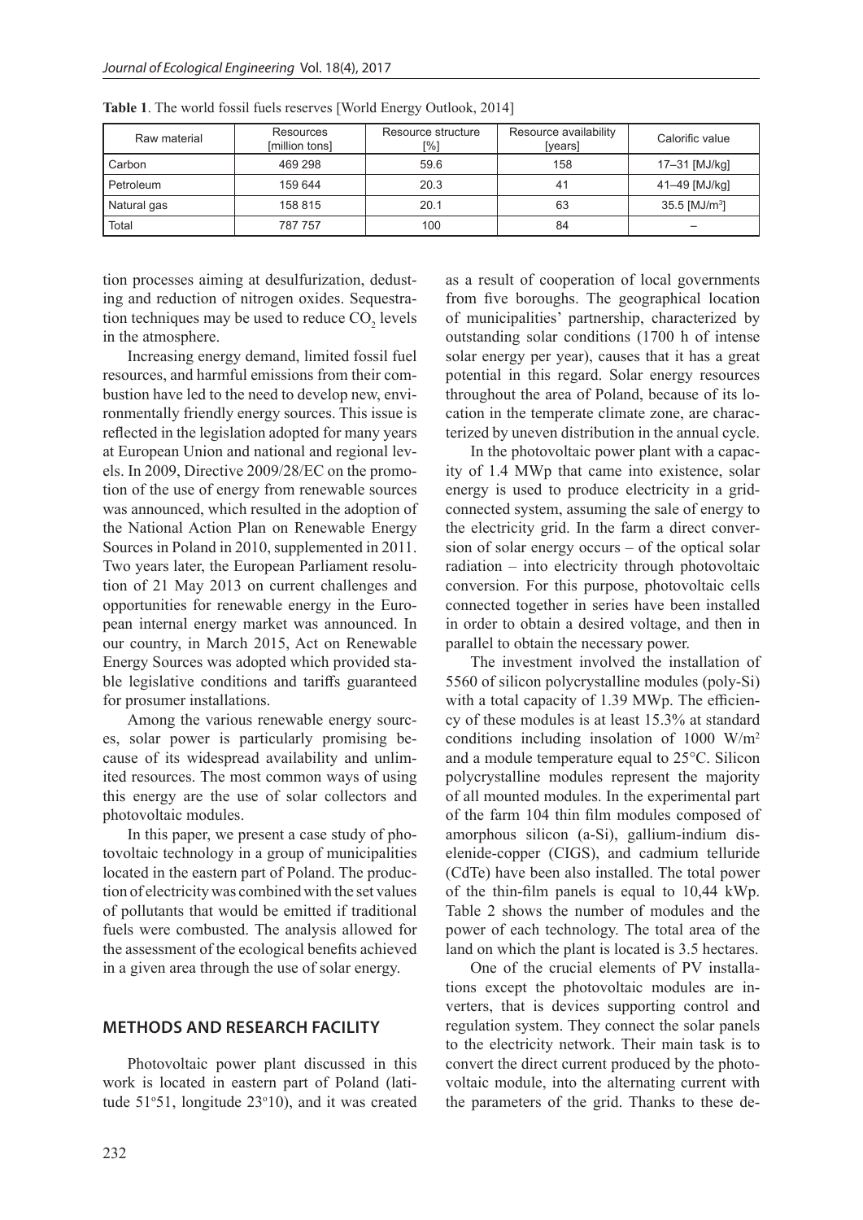**Table 1**. The world fossil fuels reserves [World Energy Outlook, 2014]

| Raw material | Resources [million tons] | Resource structure [%] | Resource availability [years] | Calorific value |
|---|---|---|---|---|
| Carbon | 469 298 | 59.6 | 158 | 17–31 [MJ/kg] |
| Petroleum | 159 644 | 20.3 | 41 | 41–49 [MJ/kg] |
| Natural gas | 158 815 | 20.1 | 63 | 35.5 [MJ/m$^3$] |
| Total | 787 757 | 100 | 84 | – |

tion processes aiming at desulfurization, dedusting and reduction of nitrogen oxides. Sequestration techniques may be used to reduce $CO_2$ levels in the atmosphere.

Increasing energy demand, limited fossil fuel resources, and harmful emissions from their combustion have led to the need to develop new, environmentally friendly energy sources. This issue is reflected in the legislation adopted for many years at European Union and national and regional levels. In 2009, Directive 2009/28/EC on the promotion of the use of energy from renewable sources was announced, which resulted in the adoption of the National Action Plan on Renewable Energy Sources in Poland in 2010, supplemented in 2011. Two years later, the European Parliament resolution of 21 May 2013 on current challenges and opportunities for renewable energy in the European internal energy market was announced. In our country, in March 2015, Act on Renewable Energy Sources was adopted which provided stable legislative conditions and tariffs guaranteed for prosumer installations.

Among the various renewable energy sources, solar power is particularly promising because of its widespread availability and unlimited resources. The most common ways of using this energy are the use of solar collectors and photovoltaic modules.

In this paper, we present a case study of photovoltaic technology in a group of municipalities located in the eastern part of Poland. The production of electricity was combined with the set values of pollutants that would be emitted if traditional fuels were combusted. The analysis allowed for the assessment of the ecological benefits achieved in a given area through the use of solar energy.

## METHODS AND RESEARCH FACILITY

Photovoltaic power plant discussed in this work is located in eastern part of Poland (latitude 51°51, longitude 23°10), and it was created as a result of cooperation of local governments from five boroughs. The geographical location of municipalities' partnership, characterized by outstanding solar conditions (1700 h of intense solar energy per year), causes that it has a great potential in this regard. Solar energy resources throughout the area of Poland, because of its location in the temperate climate zone, are characterized by uneven distribution in the annual cycle.

In the photovoltaic power plant with a capacity of 1.4 MWp that came into existence, solar energy is used to produce electricity in a grid-connected system, assuming the sale of direct energy to the electricity grid. In the farm a direct conversion of solar energy occurs – of the optical solar radiation – into electricity through photovoltaic conversion. For this purpose, photovoltaic cells connected together in series have been installed in order to obtain a desired voltage, and then in parallel to obtain the necessary power.

The investment involved the installation of 5560 of silicon polycrystalline modules (poly-Si) with a total capacity of 1.39 MWp. The efficiency of these modules is at least 15.3% at standard conditions including insolation of 1000 W/m$^2$ and a module temperature equal to 25°C. Silicon polycrystalline modules represent the majority of all mounted modules. In the experimental part of the farm 104 thin film modules composed of amorphous silicon (a-Si), gallium-indium diselenide-copper (CIGS), and cadmium telluride (CdTe) have been also installed. The total power of the thin-film panels is equal to 10,44 kWp. Table 2 shows the number of modules and the power of each technology. The total area of the land on which the plant is located is 3.5 hectares.

One of the crucial elements of PV installations except the photovoltaic modules are inverters, that is devices supporting control and regulation system. They connect the solar panels to the electricity network. Their main task is to convert the direct current produced by the photovoltaic module, into the alternating current with the parameters of the grid. Thanks to these de-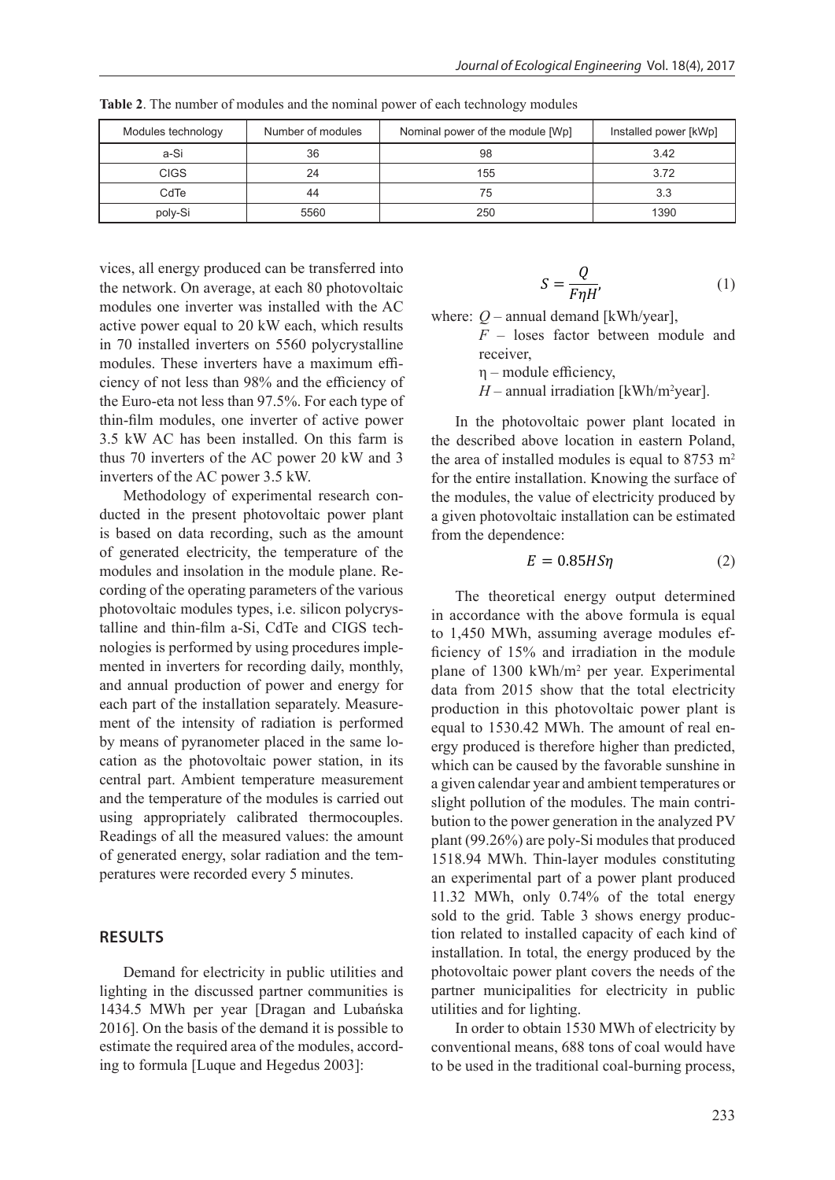**Table 2**. The number of modules and the nominal power of each technology modules

| Modules technology | Number of modules | Nominal power of the module [Wp] | Installed power [kWp] |
|---|---|---|---|
| a-Si | 36 | 98 | 3.42 |
| CIGS | 24 | 155 | 3.72 |
| CdTe | 44 | 75 | 3.3 |
| poly-Si | 5560 | 250 | 1390 |

vices, all energy produced can be transferred into the network. On average, at each 80 photovoltaic modules one inverter was installed with the AC active power equal to 20 kW each, which results in 70 installed inverters on 5560 polycrystalline modules. These inverters have a maximum efficiency of not less than 98% and the efficiency of the Euro-eta not less than 97.5%. For each type of thin-film modules, one inverter of active power 3.5 kW AC has been installed. On this farm is thus 70 inverters of the AC power 20 kW and 3 inverters of the AC power 3.5 kW.

Methodology of experimental research conducted in the present photovoltaic power plant is based on data recording, such as the amount of generated electricity, the temperature of the modules and insolation in the module plane. Recording of the operating parameters of the various photovoltaic modules types, i.e. silicon polycrystalline and thin-film a-Si, CdTe and CIGS technologies is performed by using procedures implemented in inverters for recording daily, monthly, and annual production of power and energy for each part of the installation separately. Measurement of the intensity of radiation is performed by means of pyranometer placed in the same location as the photovoltaic power station, in its central part. Ambient temperature measurement and the temperature of the modules is carried out using appropriately calibrated thermocouples. Readings of all the measured values: the amount of generated energy, solar radiation and the temperatures were recorded every 5 minutes.

## RESULTS

Demand for electricity in public utilities and lighting in the discussed partner communities is 1434.5 MWh per year [Dragan and Lubańska 2016]. On the basis of the demand it is possible to estimate the required area of the modules, according to formula [Luque and Hegedus 2003]:

$$S = \frac{Q}{F\eta H'} \tag{1}$$

where: $Q$ – annual demand [kWh/year],
$F$ – loses factor between module and receiver,
$\eta$ – module efficiency,
$H$ – annual irradiation [kWh/m$^2$year].

In the photovoltaic power plant located in the described above location in eastern Poland, the area of installed modules is equal to 8753 m$^2$ for the entire installation. Knowing the surface of the modules, the value of electricity produced by a given photovoltaic installation can be estimated from the dependence:

$$E = 0.85HS\eta \tag{2}$$

The theoretical energy output determined in accordance with the above formula is equal to 1,450 MWh, assuming average modules efficiency of 15% and irradiation in the module plane of 1300 kWh/m$^2$ per year. Experimental data from 2015 show that the total electricity production in this photovoltaic power plant is equal to 1530.42 MWh. The amount of real energy produced is therefore higher than predicted, which can be caused by the favorable sunshine in a given calendar year and ambient temperatures or slight pollution of the modules. The main contribution to the power generation in the analyzed PV plant (99.26%) are poly-Si modules that produced 1518.94 MWh. Thin-layer modules constituting an experimental part of a power plant produced 11.32 MWh, only 0.74% of the total energy sold to the grid. Table 3 shows energy production related to installed capacity of each kind of installation. In total, the energy produced by the photovoltaic power plant covers the needs of the partner municipalities for electricity in public utilities and for lighting.

In order to obtain 1530 MWh of electricity by conventional means, 688 tons of coal would have to be used in the traditional coal-burning process,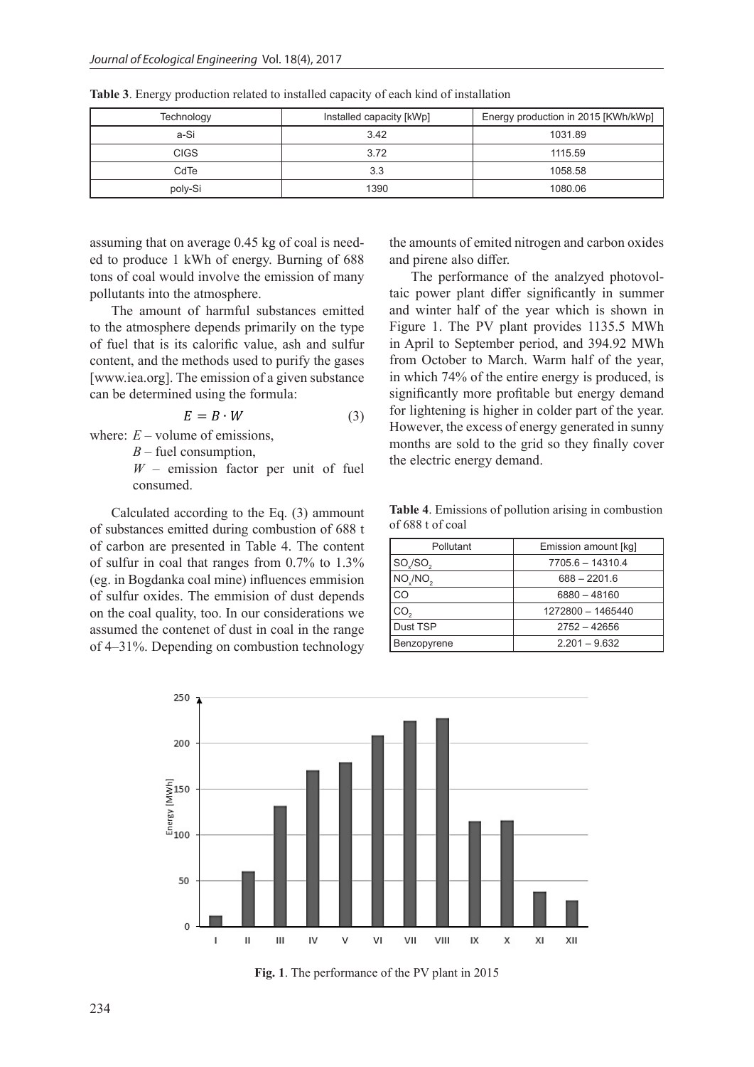**Table 3**. Energy production related to installed capacity of each kind of installation

| Technology | Installed capacity [kWp] | Energy production in 2015 [KWh/kWp] |
|---|---|---|
| a-Si | 3.42 | 1031.89 |
| CIGS | 3.72 | 1115.59 |
| CdTe | 3.3 | 1058.58 |
| poly-Si | 1390 | 1080.06 |

assuming that on average 0.45 kg of coal is needed to produce 1 kWh of energy. Burning of 688 tons of coal would involve the emission of many pollutants into the atmosphere.

The amount of harmful substances emitted to the atmosphere depends primarily on the type of fuel that is its calorific value, ash and sulfur content, and the methods used to purify the gases [www.iea.org]. The emission of a given substance can be determined using the formula:

$$E = B \cdot W \tag{3}$$

where: $E$ – volume of emissions,
$B$ – fuel consumption,
$W$ – emission factor per unit of fuel consumed.

Calculated according to the Eq. (3) ammount of substances emitted during combustion of 688 t of carbon are presented in Table 4. The content of sulfur in coal that ranges from 0.7% to 1.3% (eg. in Bogdanka coal mine) influences emmision of sulfur oxides. The emmision of dust depends on the coal quality, too. In our considerations we assumed the contenet of dust in coal in the range of 4–31%. Depending on combustion technology the amounts of emited nitrogen and carbon oxides and pirene also differ.

The performance of the analzyed photovoltaic power plant differ significantly in summer and winter half of the year which is shown in Figure 1. The PV plant provides 1135.5 MWh in April to September period, and 394.92 MWh from October to March. Warm half of the year, in which 74% of the entire energy is produced, is significantly more profitable but energy demand for lightening is higher in colder part of the year. However, the excess of energy generated in sunny months are sold to the grid so they finally cover the electric energy demand.

**Table 4**. Emissions of pollution arising in combustion of 688 t of coal

| Pollutant | Emission amount [kg] |
|---|---|
| $SO_x/SO_2$ | 7705.6 – 14310.4 |
| $NO_x/NO_2$ | 688 – 2201.6 |
| CO | 6880 – 48160 |
| $CO_2$ | 1272800 – 1465440 |
| Dust TSP | 2752 – 42656 |
| Benzopyrene | 2.201 – 9.632 |

**Fig. 1**. The performance of the PV plant in 2015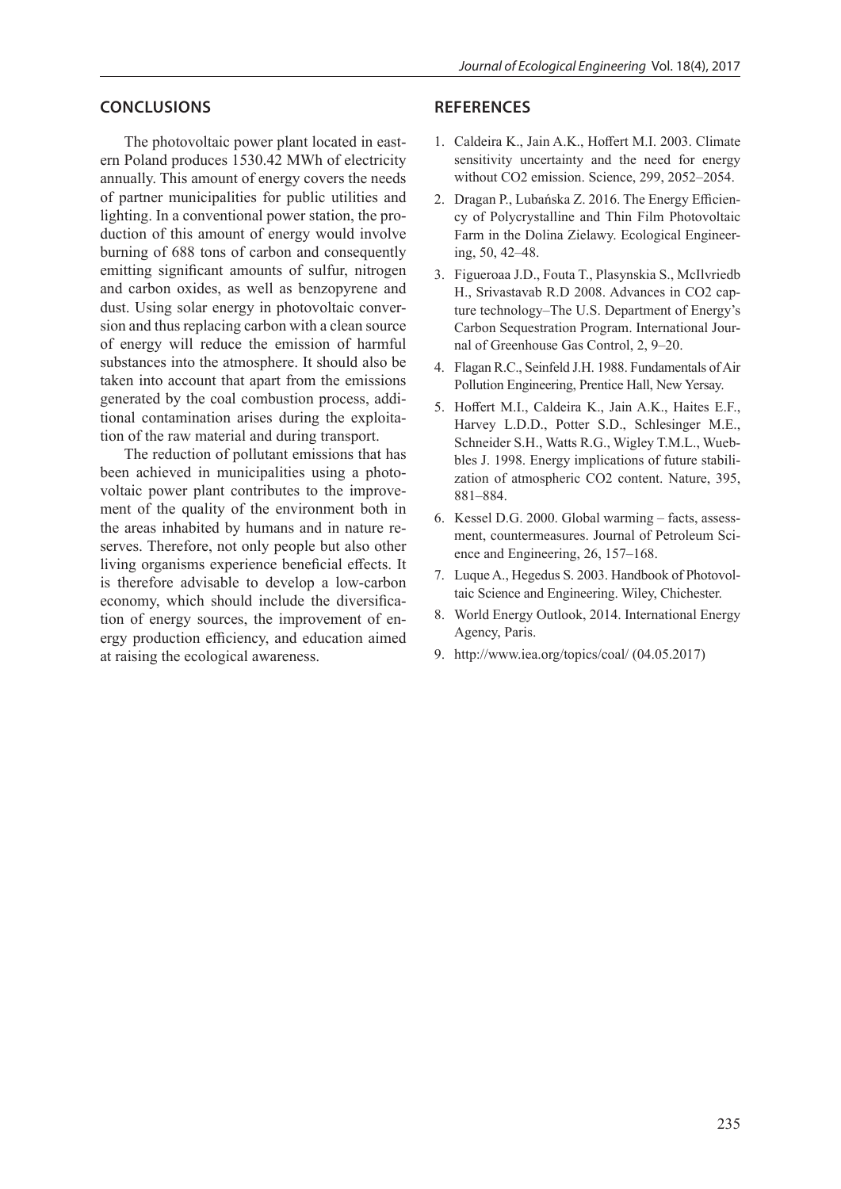## CONCLUSIONS

The photovoltaic power plant located in eastern Poland produces 1530.42 MWh of electricity annually. This amount of energy covers the needs of partner municipalities for public utilities and lighting. In a conventional power station, the production of this amount of energy would involve burning of 688 tons of carbon and consequently emitting significant amounts of sulfur, nitrogen and carbon oxides, as well as benzopyrene and dust. Using solar energy in photovoltaic conversion and thus replacing carbon with a clean source of energy will reduce the emission of harmful substances into the atmosphere. It should also be taken into account that apart from the emissions generated by the coal combustion process, additional contamination arises during the exploitation of the raw material and during transport.

The reduction of pollutant emissions that has been achieved in municipalities using a photovoltaic power plant contributes to the improvement of the quality of the environment both in the areas inhabited by humans and in nature reserves. Therefore, not only people but also other living organisms experience beneficial effects. It is therefore advisable to develop a low-carbon economy, which should include the diversification of energy sources, the improvement of energy production efficiency, and education aimed at raising the ecological awareness.

## REFERENCES

1. Caldeira K., Jain A.K., Hoffert M.I. 2003. Climate sensitivity uncertainty and the need for energy without CO2 emission. Science, 299, 2052–2054.
2. Dragan P., Lubańska Z. 2016. The Energy Efficiency of Polycrystalline and Thin Film Photovoltaic Farm in the Dolina Zielawy. Ecological Engineering, 50, 42–48.
3. Figueroaa J.D., Fouta T., Plasynskia S., McIlvriedb H., Srivastavab R.D 2008. Advances in CO2 capture technology–The U.S. Department of Energy's Carbon Sequestration Program. International Journal of Greenhouse Gas Control, 2, 9–20.
4. Flagan R.C., Seinfeld J.H. 1988. Fundamentals of Air Pollution Engineering, Prentice Hall, New Yersay.
5. Hoffert M.I., Caldeira K., Jain A.K., Haites E.F., Harvey L.D.D., Potter S.D., Schlesinger M.E., Schneider S.H., Watts R.G., Wigley T.M.L., Wuebbles J. 1998. Energy implications of future stabilization of atmospheric CO2 content. Nature, 395, 881–884.
6. Kessel D.G. 2000. Global warming – facts, assessment, countermeasures. Journal of Petroleum Science and Engineering, 26, 157–168.
7. Luque A., Hegedus S. 2003. Handbook of Photovoltaic Science and Engineering. Wiley, Chichester.
8. World Energy Outlook, 2014. International Energy Agency, Paris.
9. http://www.iea.org/topics/coal/ (04.05.2017)